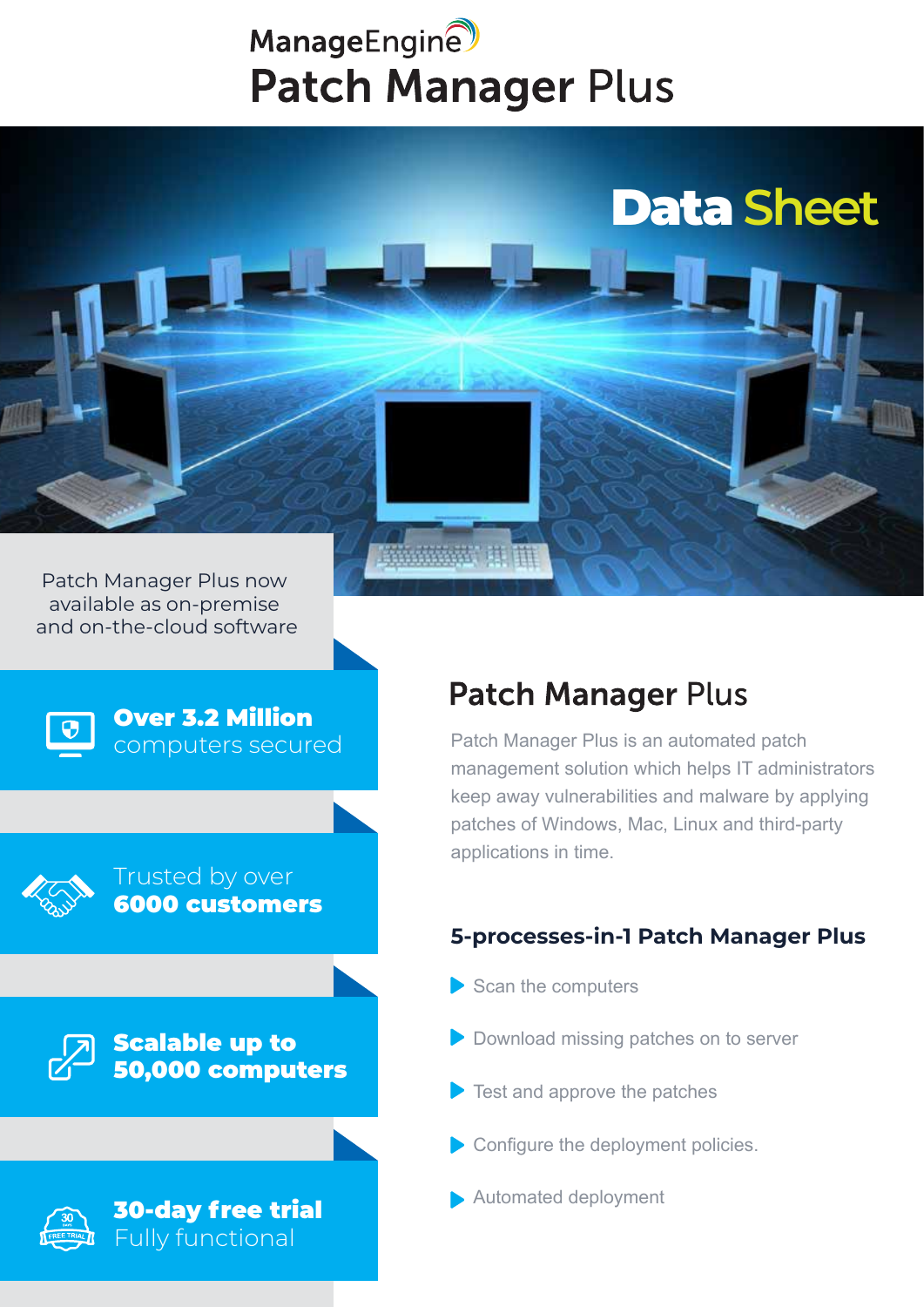ManageEngine

# Patch Manager Plus

## Data Sheet

Patch Manager Plus now available as on-premise and on-the-cloud software

**Over 3.2 Million** computers secured

Trusted by over **6000 customers**

**Scalable up to 50,000 computers**

**30-day free trial** Fully functional

## Patch Manager Plus

Patch Manager Plus is an automated patch management solution which helps IT administrators keep away vulnerabilities and malware by applying patches of Windows, Mac, Linux and third-party applications in time.

### 5-processes-in-1 Patch Manager Plus

- Scan the computers
- Download missing patches on to server
- Test and approve the patches
- Configure the deployment policies.
- Automated deployment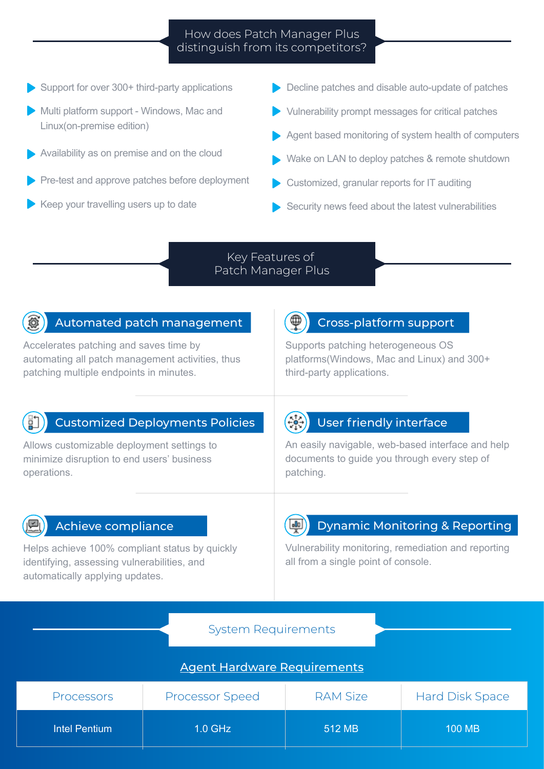## How does Patch Manager Plus distinguish from its competitors?

- Support for over 300+ third-party applications
- Multi platform support - Windows, Mac and Linux(on-premise edition)
- Availability as on premise and on the cloud
- Pre-test and approve patches before deployment
- Keep your travelling users up to date
- Decline patches and disable auto-update of patches
- Vulnerability prompt messages for critical patches
- Agent based monitoring of system health of computers
- Wake on LAN to deploy patches & remote shutdown
- Customized, granular reports for IT auditing
- Security news feed about the latest vulnerabilities

## Key Features of Patch Manager Plus

### Automated patch management

Accelerates patching and saves time by automating all patch management activities, thus patching multiple endpoints in minutes.

### Cross-platform support

Supports patching heterogeneous OS platforms(Windows, Mac and Linux) and 300+ third-party applications.

### Customized Deployments Policies

Allows customizable deployment settings to minimize disruption to end users' business operations.

### User friendly interface

An easily navigable, web-based interface and help documents to guide you through every step of patching.

### Achieve compliance

Helps achieve 100% compliant status by quickly identifying, assessing vulnerabilities, and automatically applying updates.

### Dynamic Monitoring & Reporting

Vulnerability monitoring, remediation and reporting all from a single point of console.

## System Requirements

### Agent Hardware Requirements

| Processors | Processor Speed | RAM Size | Hard Disk Space |
|---|---|---|---|
| Intel Pentium | 1.0 GHz | 512 MB | 100 MB |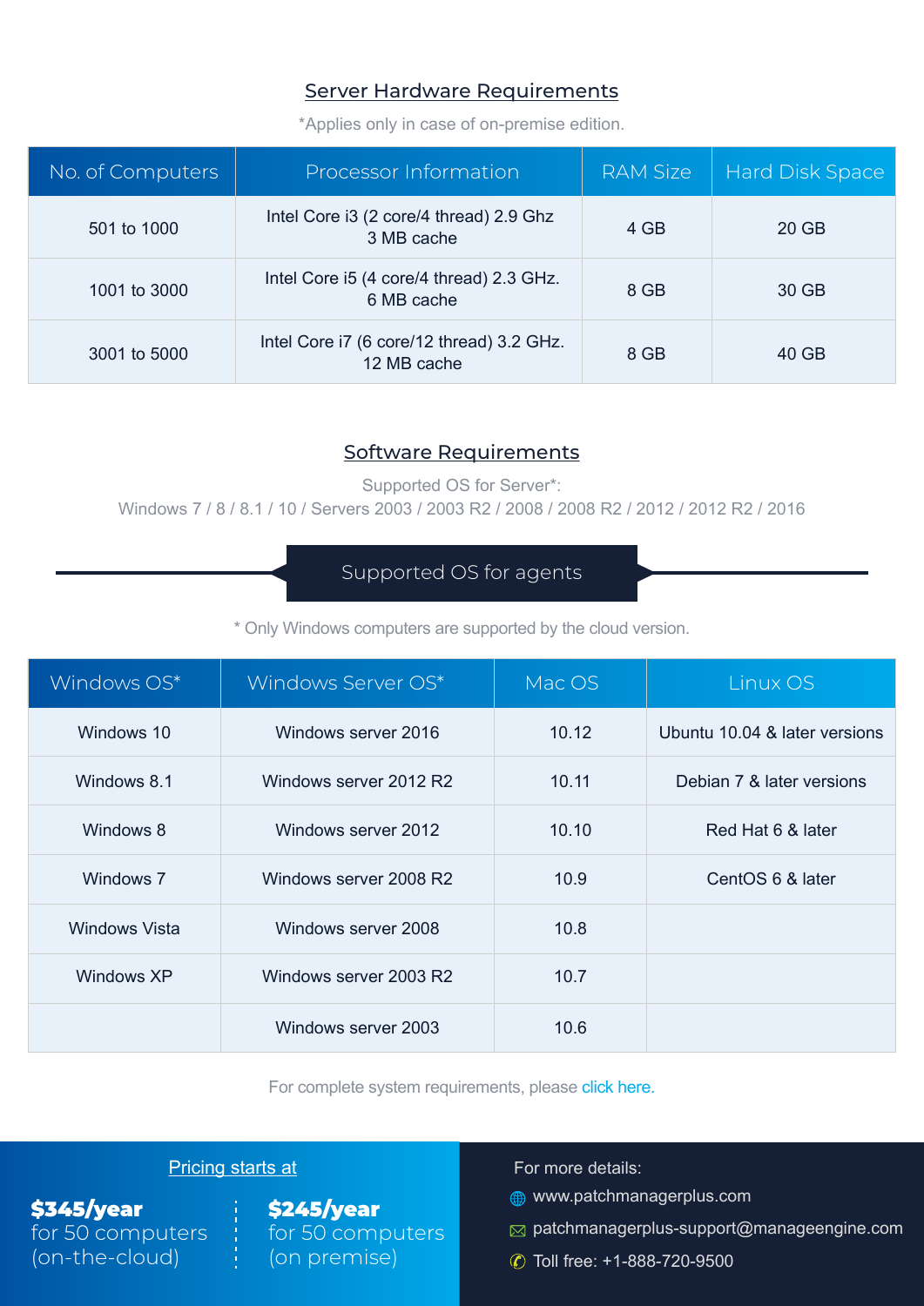## Server Hardware Requirements

*Applies only in case of on-premise edition.

| No. of Computers | Processor Information | RAM Size | Hard Disk Space |
| --- | --- | --- | --- |
| 501 to 1000 | Intel Core i3 (2 core/4 thread) 2.9 Ghz 3 MB cache | 4 GB | 20 GB |
| 1001 to 3000 | Intel Core i5 (4 core/4 thread) 2.3 GHz. 6 MB cache | 8 GB | 30 GB |
| 3001 to 5000 | Intel Core i7 (6 core/12 thread) 3.2 GHz. 12 MB cache | 8 GB | 40 GB |

## Software Requirements

Supported OS for Server*:
Windows 7 / 8 / 8.1 / 10 / Servers 2003 / 2003 R2 / 2008 / 2008 R2 / 2012 / 2012 R2 / 2016

### Supported OS for agents

* Only Windows computers are supported by the cloud version.

| Windows OS* | Windows Server OS* | Mac OS | Linux OS |
| --- | --- | --- | --- |
| Windows 10 | Windows server 2016 | 10.12 | Ubuntu 10.04 & later versions |
| Windows 8.1 | Windows server 2012 R2 | 10.11 | Debian 7 & later versions |
| Windows 8 | Windows server 2012 | 10.10 | Red Hat 6 & later |
| Windows 7 | Windows server 2008 R2 | 10.9 | CentOS 6 & later |
| Windows Vista | Windows server 2008 | 10.8 | |
| Windows XP | Windows server 2003 R2 | 10.7 | |
| | Windows server 2003 | 10.6 | |

For complete system requirements, please click here.

Pricing starts at

**$345/year**
for 50 computers
(on-the-cloud)

**$245/year**
for 50 computers
(on premise)

For more details:

www.patchmanagerplus.com

patchmanagerplus-support@manageengine.com

Toll free: +1-888-720-9500